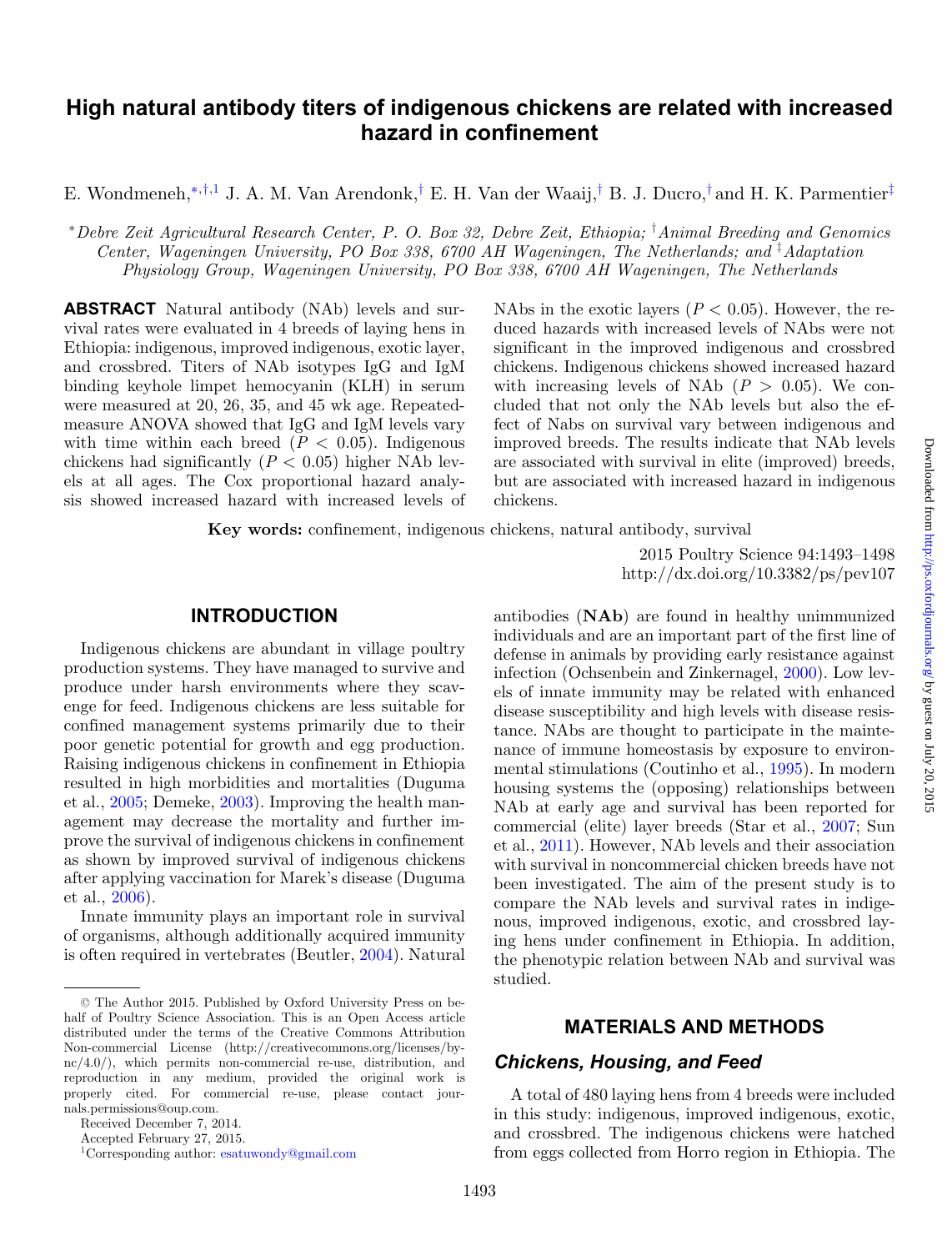# High natural antibody titers of indigenous chickens are related with increased hazard in confinement

E. Wondmeneh,[*,†,1] J. A. M. Van Arendonk,[†] E. H. Van der Waaij,[†] B. J. Ducro,[†] and H. K. Parmentier[‡]

[*]Debre Zeit Agricultural Research Center, P. O. Box 32, Debre Zeit, Ethiopia; [†]Animal Breeding and Genomics Center, Wageningen University, PO Box 338, 6700 AH Wageningen, The Netherlands; and [‡]Adaptation Physiology Group, Wageningen University, PO Box 338, 6700 AH Wageningen, The Netherlands

**ABSTRACT** Natural antibody (NAb) levels and survival rates were evaluated in 4 breeds of laying hens in Ethiopia: indigenous, improved indigenous, exotic layer, and crossbred. Titers of NAb isotypes IgG and IgM binding keyhole limpet hemocyanin (KLH) in serum were measured at 20, 26, 35, and 45 wk age. Repeated-measure ANOVA showed that IgG and IgM levels vary with time within each breed ($P < 0.05$). Indigenous chickens had significantly ($P < 0.05$) higher NAb levels at all ages. The Cox proportional hazard analysis showed increased hazard with increased levels of NAbs in the exotic layers ($P < 0.05$). However, the reduced hazards with increased levels of NAbs were not significant in the improved indigenous and crossbred chickens. Indigenous chickens showed increased hazard with increasing levels of NAb ($P > 0.05$). We concluded that not only the NAb levels but also the effect of Nabs on survival vary between indigenous and improved breeds. The results indicate that NAb levels are associated with survival in elite (improved) breeds, but are associated with increased hazard in indigenous chickens.

**Key words:** confinement, indigenous chickens, natural antibody, survival

2015 Poultry Science 94:1493–1498
http://dx.doi.org/10.3382/ps/pev107

## INTRODUCTION

Indigenous chickens are abundant in village poultry production systems. They have managed to survive and produce under harsh environments where they scavenge for feed. Indigenous chickens are less suitable for confined management systems primarily due to their poor genetic potential for growth and egg production. Raising indigenous chickens in confinement in Ethiopia resulted in high morbidities and mortalities (Duguma et al., 2005; Demeke, 2003). Improving the health management may decrease the mortality and further improve the survival of indigenous chickens in confinement as shown by improved survival of indigenous chickens after applying vaccination for Marek's disease (Duguma et al., 2006).

Innate immunity plays an important role in survival of organisms, although additionally acquired immunity is often required in vertebrates (Beutler, 2004). Natural antibodies (**NAb**) are found in healthy unimmunized individuals and are an important part of the first line of defense in animals by providing early resistance against infection (Ochsenbein and Zinkernagel, 2000). Low levels of innate immunity may be related with enhanced disease susceptibility and high levels with disease resistance. NAbs are thought to participate in the maintenance of immune homeostasis by exposure to environmental stimulations (Coutinho et al., 1995). In modern housing systems the (opposing) relationships between NAb at early age and survival has been reported for commercial (elite) layer breeds (Star et al., 2007; Sun et al., 2011). However, NAb levels and their association with survival in noncommercial chicken breeds have not been investigated. The aim of the present study is to compare the NAb levels and survival rates in indigenous, improved indigenous, exotic, and crossbred laying hens under confinement in Ethiopia. In addition, the phenotypic relation between NAb and survival was studied.

## MATERIALS AND METHODS

### Chickens, Housing, and Feed

A total of 480 laying hens from 4 breeds were included in this study: indigenous, improved indigenous, exotic, and crossbred. The indigenous chickens were hatched from eggs collected from Horro region in Ethiopia. The

---

© The Author 2015. Published by Oxford University Press on behalf of Poultry Science Association. This is an Open Access article distributed under the terms of the Creative Commons Attribution Non-commercial License (http://creativecommons.org/licenses/by-nc/4.0/), which permits non-commercial re-use, distribution, and reproduction in any medium, provided the original work is properly cited. For commercial re-use, please contact journals.permissions@oup.com.

Received December 7, 2014.

Accepted February 27, 2015.

[1]Corresponding author: esatuwondy@gmail.com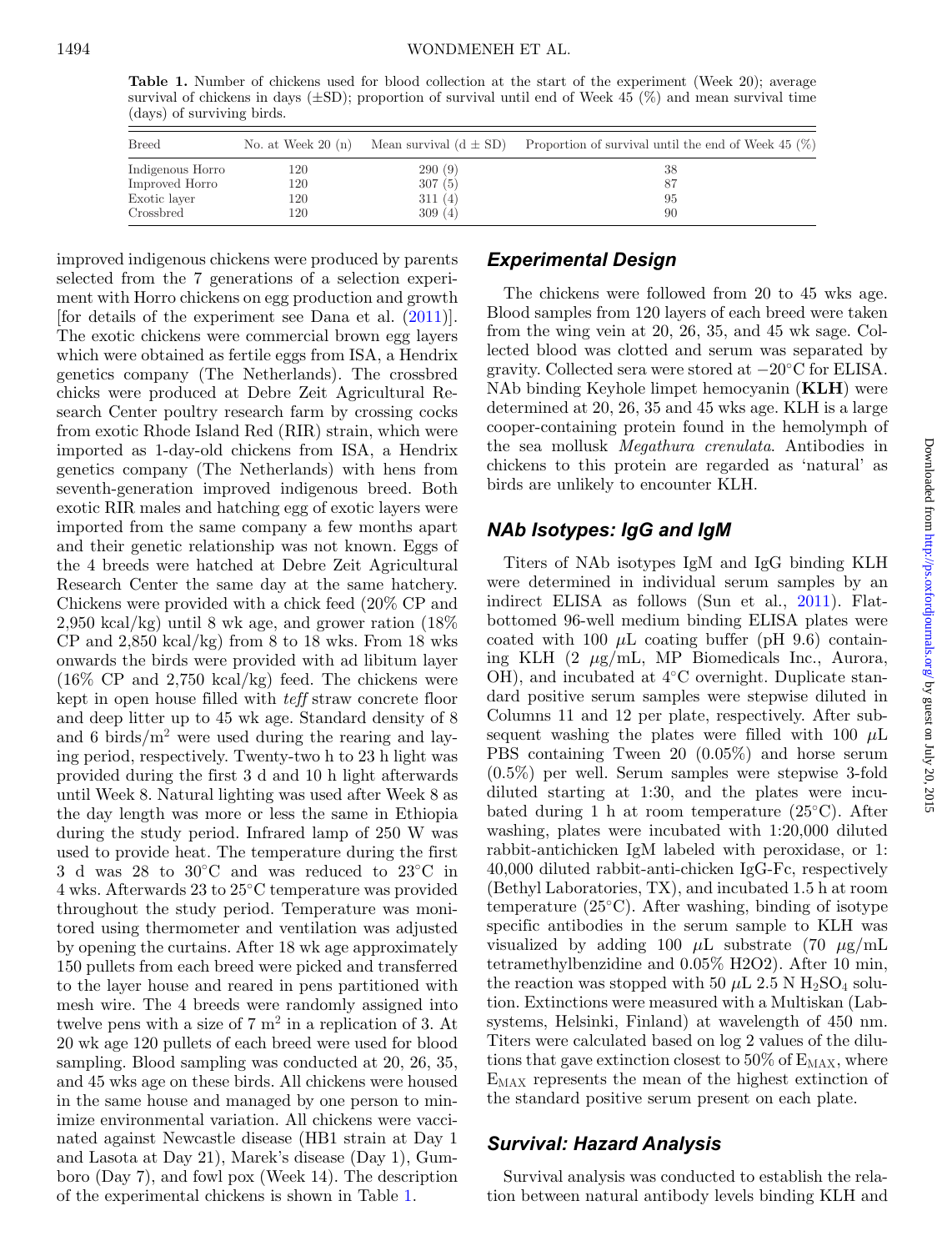**Table 1.** Number of chickens used for blood collection at the start of the experiment (Week 20); average survival of chickens in days (±SD); proportion of survival until end of Week 45 (%) and mean survival time (days) of surviving birds.

| Breed | No. at Week 20 (n) | Mean survival (d ± SD) | Proportion of survival until the end of Week 45 (%) |
|---|---|---|---|
| Indigenous Horro | 120 | 290 (9) | 38 |
| Improved Horro | 120 | 307 (5) | 87 |
| Exotic layer | 120 | 311 (4) | 95 |
| Crossbred | 120 | 309 (4) | 90 |

improved indigenous chickens were produced by parents selected from the 7 generations of a selection experiment with Horro chickens on egg production and growth [for details of the experiment see Dana et al. (2011)]. The exotic chickens were commercial brown egg layers which were obtained as fertile eggs from ISA, a Hendrix genetics company (The Netherlands). The crossbred chicks were produced at Debre Zeit Agricultural Research Center poultry research farm by crossing cocks from exotic Rhode Island Red (RIR) strain, which were imported as 1-day-old chickens from ISA, a Hendrix genetics company (The Netherlands) with hens from seventh-generation improved indigenous breed. Both exotic RIR males and hatching egg of exotic layers were imported from the same company a few months apart and their genetic relationship was not known. Eggs of the 4 breeds were hatched at Debre Zeit Agricultural Research Center the same day at the same hatchery. Chickens were provided with a chick feed (20% CP and 2,950 kcal/kg) until 8 wk age, and grower ration (18% CP and 2,850 kcal/kg) from 8 to 18 wks. From 18 wks onwards the birds were provided with ad libitum layer (16% CP and 2,750 kcal/kg) feed. The chickens were kept in open house filled with *teff* straw concrete floor and deep litter up to 45 wk age. Standard density of 8 and 6 birds/$m^2$ were used during the rearing and laying period, respectively. Twenty-two h to 23 h light was provided during the first 3 d and 10 h light afterwards until Week 8. Natural lighting was used after Week 8 as the day length was more or less the same in Ethiopia during the study period. Infrared lamp of 250 W was used to provide heat. The temperature during the first 3 d was 28 to 30°C and was reduced to 23°C in 4 wks. Afterwards 23 to 25°C temperature was provided throughout the study period. Temperature was monitored using thermometer and ventilation was adjusted by opening the curtains. After 18 wk age approximately 150 pullets from each breed were picked and transferred to the layer house and reared in pens partitioned with mesh wire. The 4 breeds were randomly assigned into twelve pens with a size of 7 $m^2$ in a replication of 3. At 20 wk age 120 pullets of each breed were used for blood sampling. Blood sampling was conducted at 20, 26, 35, and 45 wks age on these birds. All chickens were housed in the same house and managed by one person to minimize environmental variation. All chickens were vaccinated against Newcastle disease (HB1 strain at Day 1 and Lasota at Day 21), Marek's disease (Day 1), Gumboro (Day 7), and fowl pox (Week 14). The description of the experimental chickens is shown in Table 1.

## Experimental Design

The chickens were followed from 20 to 45 wks age. Blood samples from 120 layers of each breed were taken from the wing vein at 20, 26, 35, and 45 wk age. Collected blood was clotted and serum was separated by gravity. Collected sera were stored at −20°C for ELISA. NAb binding Keyhole limpet hemocyanin (**KLH**) were determined at 20, 26, 35 and 45 wks age. KLH is a large cooper-containing protein found in the hemolymph of the sea mollusk *Megathura crenulata*. Antibodies in chickens to this protein are regarded as 'natural' as birds are unlikely to encounter KLH.

## NAb Isotypes: IgG and IgM

Titers of NAb isotypes IgM and IgG binding KLH were determined in individual serum samples by an indirect ELISA as follows (Sun et al., 2011). Flat-bottomed 96-well medium binding ELISA plates were coated with 100 μL coating buffer (pH 9.6) containing KLH (2 μg/mL, MP Biomedicals Inc., Aurora, OH), and incubated at 4°C overnight. Duplicate standard positive serum samples were stepwise diluted in Columns 11 and 12 per plate, respectively. After subsequent washing the plates were filled with 100 μL PBS containing Tween 20 (0.05%) and horse serum (0.5%) per well. Serum samples were stepwise 3-fold diluted starting at 1:30, and the plates were incubated during 1 h at room temperature (25°C). After washing, plates were incubated with 1:20,000 diluted rabbit-antichicken IgM labeled with peroxidase, or 1: 40,000 diluted rabbit-anti-chicken IgG-Fc, respectively (Bethyl Laboratories, TX), and incubated 1.5 h at room temperature (25°C). After washing, binding of isotype specific antibodies in the serum sample to KLH was visualized by adding 100 μL substrate (70 μg/mL tetramethylbenzidine and 0.05% H2O2). After 10 min, the reaction was stopped with 50 μL 2.5 N $H_2SO_4$ solution. Extinctions were measured with a Multiskan (Labsystems, Helsinki, Finland) at wavelength of 450 nm. Titers were calculated based on log 2 values of the dilutions that gave extinction closest to 50% of $E_{MAX}$, where $E_{MAX}$ represents the mean of the highest extinction of the standard positive serum present on each plate.

## Survival: Hazard Analysis

Survival analysis was conducted to establish the relation between natural antibody levels binding KLH and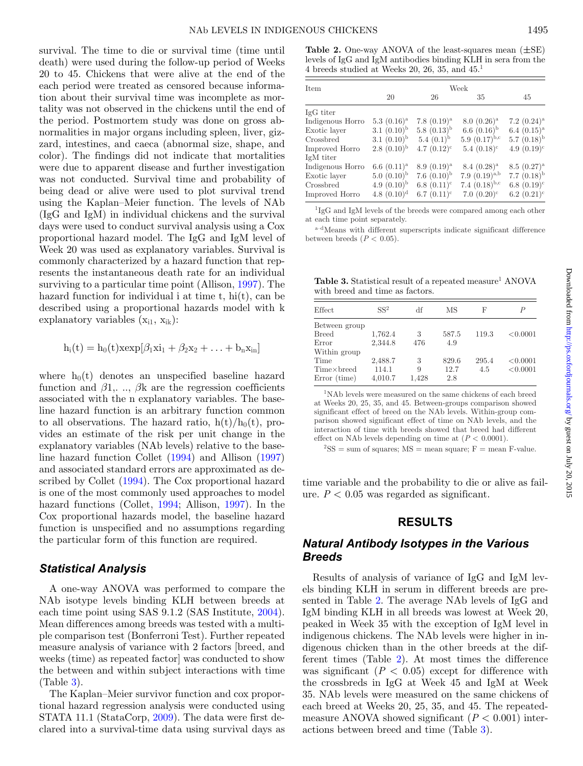survival. The time to die or survival time (time until death) were used during the follow-up period of Weeks 20 to 45. Chickens that were alive at the end of the each period were treated as censored because information about their survival time was incomplete as mortality was not observed in the chickens until the end of the period. Postmortem study was done on gross abnormalities in major organs including spleen, liver, gizzard, intestines, and caeca (abnormal size, shape, and color). The findings did not indicate that mortalities were due to apparent disease and further investigation was not conducted. Survival time and probability of being dead or alive were used to plot survival trend using the Kaplan–Meier function. The levels of NAb (IgG and IgM) in individual chickens and the survival days were used to conduct survival analysis using a Cox proportional hazard model. The IgG and IgM level of Week 20 was used as explanatory variables. Survival is commonly characterized by a hazard function that represents the instantaneous death rate for an individual surviving to a particular time point (Allison, 1997). The hazard function for individual i at time t, hi(t), can be described using a proportional hazards model with k explanatory variables ($x_{i1}$, $x_{ik}$):

$$h_i(t) = h_0(t)x\exp[\beta_1 xi_1 + \beta_2 x_2 + \ldots + b_n x_{in}]$$

where $h_0(t)$ denotes an unspecified baseline hazard function and $\beta 1, \ldots, \beta k$ are the regression coefficients associated with the n explanatory variables. The baseline hazard function is an arbitrary function common to all observations. The hazard ratio, $h(t)/h_0(t)$, provides an estimate of the risk per unit change in the explanatory variables (NAb levels) relative to the baseline hazard function Collet (1994) and Allison (1997) and associated standard errors are approximated as described by Collet (1994). The Cox proportional hazard is one of the most commonly used approaches to model hazard functions (Collet, 1994; Allison, 1997). In the Cox proportional hazards model, the baseline hazard function is unspecified and no assumptions regarding the particular form of this function are required.

### Statistical Analysis

A one-way ANOVA was performed to compare the NAb isotype levels binding KLH between breeds at each time point using SAS 9.1.2 (SAS Institute, 2004). Mean differences among breeds was tested with a multiple comparison test (Bonferroni Test). Further repeated measure analysis of variance with 2 factors [breed, and weeks (time) as repeated factor] was conducted to show the between and within subject interactions with time (Table 3).

The Kaplan–Meier survivor function and cox proportional hazard regression analysis were conducted using STATA 11.1 (StataCorp, 2009). The data were first declared into a survival-time data using survival days as time variable and the probability to die or alive as failure. $P < 0.05$ was regarded as significant.

**Table 2.** One-way ANOVA of the least-squares mean (±SE) levels of IgG and IgM antibodies binding KLH in sera from the 4 breeds studied at Weeks 20, 26, 35, and 45.[1]

| Item | Week | | | |
|---|---|---|---|---|
| | 20 | 26 | 35 | 45 |
| IgG titer | | | | |
| Indigenous Horro | 5.3 (0.16)[a] | 7.8 (0.19)[a] | 8.0 (0.26)[a] | 7.2 (0.24)[a] |
| Exotic layer | 3.1 (0.10)[b] | 5.8 (0.13)[b] | 6.6 (0.16)[b] | 6.4 (0.15)[a] |
| Crossbred | 3.1 (0.10)[b] | 5.4 (0.1)[b] | 5.9 (0.17)[b,c] | 5.7 (0.18)[b] |
| Improved Horro | 2.8 (0.10)[b] | 4.7 (0.12)[c] | 5.4 (0.18)[c] | 4.9 (0.19)[c] |
| IgM titer | | | | |
| Indigenous Horro | 6.6 (0.11)[a] | 8.9 (0.19)[a] | 8.4 (0.28)[a] | 8.5 (0.27)[a] |
| Exotic layer | 5.0 (0.10)[b] | 7.6 (0.10)[b] | 7.9 (0.19)[a,b] | 7.7 (0.18)[b] |
| Crossbred | 4.9 (0.10)[b] | 6.8 (0.11)[c] | 7.4 (0.18)[b,c] | 6.8 (0.19)[c] |
| Improved Horro | 4.8 (0.10)[d] | 6.7 (0.11)[c] | 7.0 (0.20)[c] | 6.2 (0.21)[c] |

[1]IgG and IgM levels of the breeds were compared among each other at each time point separately.

[a–d]Means with different superscripts indicate significant difference between breeds ($P < 0.05$).

**Table 3.** Statistical result of a repeated measure[1] ANOVA with breed and time as factors.

| Effect | SS[2] | df | MS | F | *P* |
|---|---|---|---|---|---|
| Between group | | | | | |
| Breed | 1,762.4 | 3 | 587.5 | 119.3 | <0.0001 |
| Error | 2,344.8 | 476 | 4.9 | | |
| Within group | | | | | |
| Time | 2,488.7 | 3 | 829.6 | 295.4 | <0.0001 |
| Time×breed | 114.1 | 9 | 12.7 | 4.5 | <0.0001 |
| Error (time) | 4,010.7 | 1,428 | 2.8 | | |

[1]NAb levels were measured on the same chickens of each breed at Weeks 20, 25, 35, and 45. Between-groups comparison showed significant effect of breed on the NAb levels. Within-group comparison showed significant effect of time on NAb levels, and the interaction of time with breeds showed that breed had different effect on NAb levels depending on time at ($P < 0.0001$).

[2]SS = sum of squares; MS = mean square; F = mean F-value.

## RESULTS

### Natural Antibody Isotypes in the Various Breeds

Results of analysis of variance of IgG and IgM levels binding KLH in serum in different breeds are presented in Table 2. The average NAb levels of IgG and IgM binding KLH in all breeds was lowest at Week 20, peaked in Week 35 with the exception of IgM level in indigenous chickens. The NAb levels were higher in indigenous chicken than in the other breeds at the different times (Table 2). At most times the difference was significant ($P < 0.05$) except for difference with the crossbreds in IgG at Week 45 and IgM at Week 35. NAb levels were measured on the same chickens of each breed at Weeks 20, 25, 35, and 45. The repeated-measure ANOVA showed significant ($P < 0.001$) interactions between breed and time (Table 3).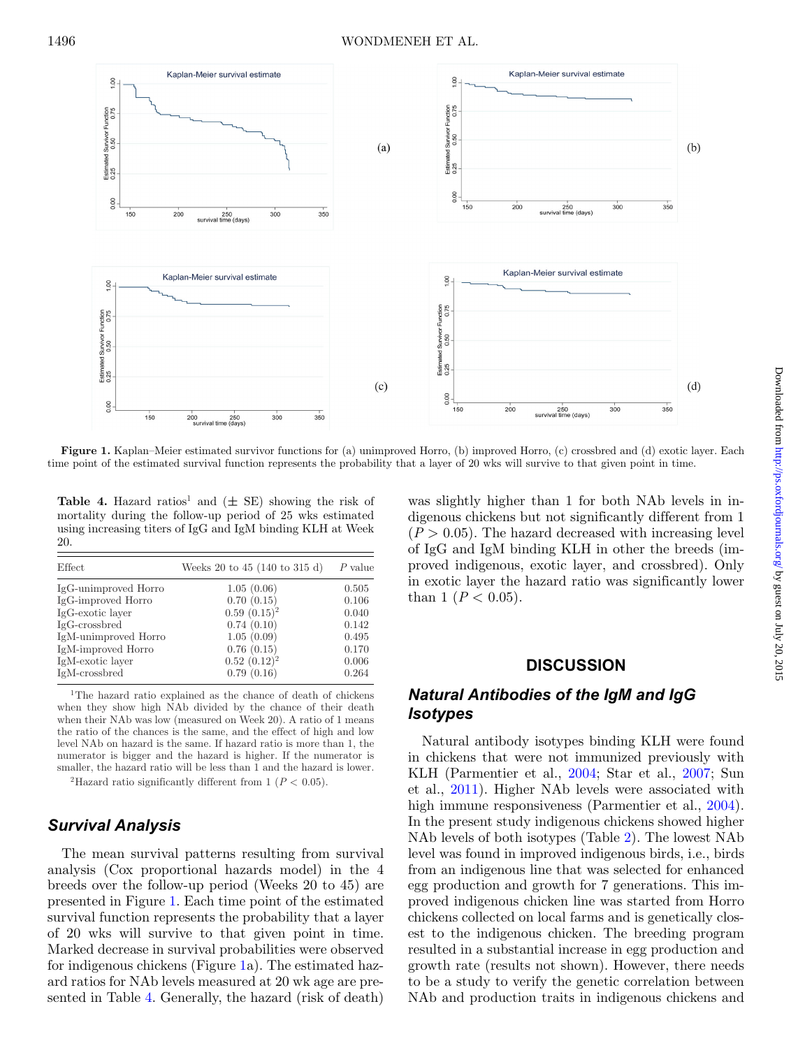Figure 1. Kaplan–Meier estimated survivor functions for (a) unimproved Horro, (b) improved Horro, (c) crossbred and (d) exotic layer. Each time point of the estimated survival function represents the probability that a layer of 20 wks will survive to that given point in time.

**Table 4.** Hazard ratios[1] and (± SE) showing the risk of mortality during the follow-up period of 25 wks estimated using increasing titers of IgG and IgM binding KLH at Week 20.

| Effect | Weeks 20 to 45 (140 to 315 d) | *P* value |
|---|---|---|
| IgG-unimproved Horro | 1.05 (0.06) | 0.505 |
| IgG-improved Horro | 0.70 (0.15) | 0.106 |
| IgG-exotic layer | 0.59 (0.15)[2] | 0.040 |
| IgG-crossbred | 0.74 (0.10) | 0.142 |
| IgM-unimproved Horro | 1.05 (0.09) | 0.495 |
| IgM-improved Horro | 0.76 (0.15) | 0.170 |
| IgM-exotic layer | 0.52 (0.12)[2] | 0.006 |
| IgM-crossbred | 0.79 (0.16) | 0.264 |

[1]The hazard ratio explained as the chance of death of chickens when they show high NAb divided by the chance of their death when their NAb was low (measured on Week 20). A ratio of 1 means the ratio of the chances is the same, and the effect of high and low level NAb on hazard is the same. If hazard ratio is more than 1, the numerator is bigger and the hazard is higher. If the numerator is smaller, the hazard ratio will be less than 1 and the hazard is lower.

[2]Hazard ratio significantly different from 1 ($P < 0.05$).

## Survival Analysis

The mean survival patterns resulting from survival analysis (Cox proportional hazards model) in the 4 breeds over the follow-up period (Weeks 20 to 45) are presented in Figure 1. Each time point of the estimated survival function represents the probability that a layer of 20 wks will survive to that given point in time. Marked decrease in survival probabilities were observed for indigenous chickens (Figure 1a). The estimated hazard ratios for NAb levels measured at 20 wk age are presented in Table 4. Generally, the hazard (risk of death) was slightly higher than 1 for both NAb levels in indigenous chickens but not significantly different from 1 ($P > 0.05$). The hazard decreased with increasing level of IgG and IgM binding KLH in other the breeds (improved indigenous, exotic layer, and crossbred). Only in exotic layer the hazard ratio was significantly lower than 1 ($P < 0.05$).

# DISCUSSION

## Natural Antibodies of the IgM and IgG Isotypes

Natural antibody isotypes binding KLH were found in chickens that were not immunized previously with KLH (Parmentier et al., 2004; Star et al., 2007; Sun et al., 2011). Higher NAb levels were associated with high immune responsiveness (Parmentier et al., 2004). In the present study indigenous chickens showed higher NAb levels of both isotypes (Table 2). The lowest NAb level was found in improved indigenous birds, i.e., birds from an indigenous line that was selected for enhanced egg production and growth for 7 generations. This improved indigenous chicken line was started from Horro chickens collected on local farms and is genetically closest to the indigenous chicken. The breeding program resulted in a substantial increase in egg production and growth rate (results not shown). However, there needs to be a study to verify the genetic correlation between NAb and production traits in indigenous chickens and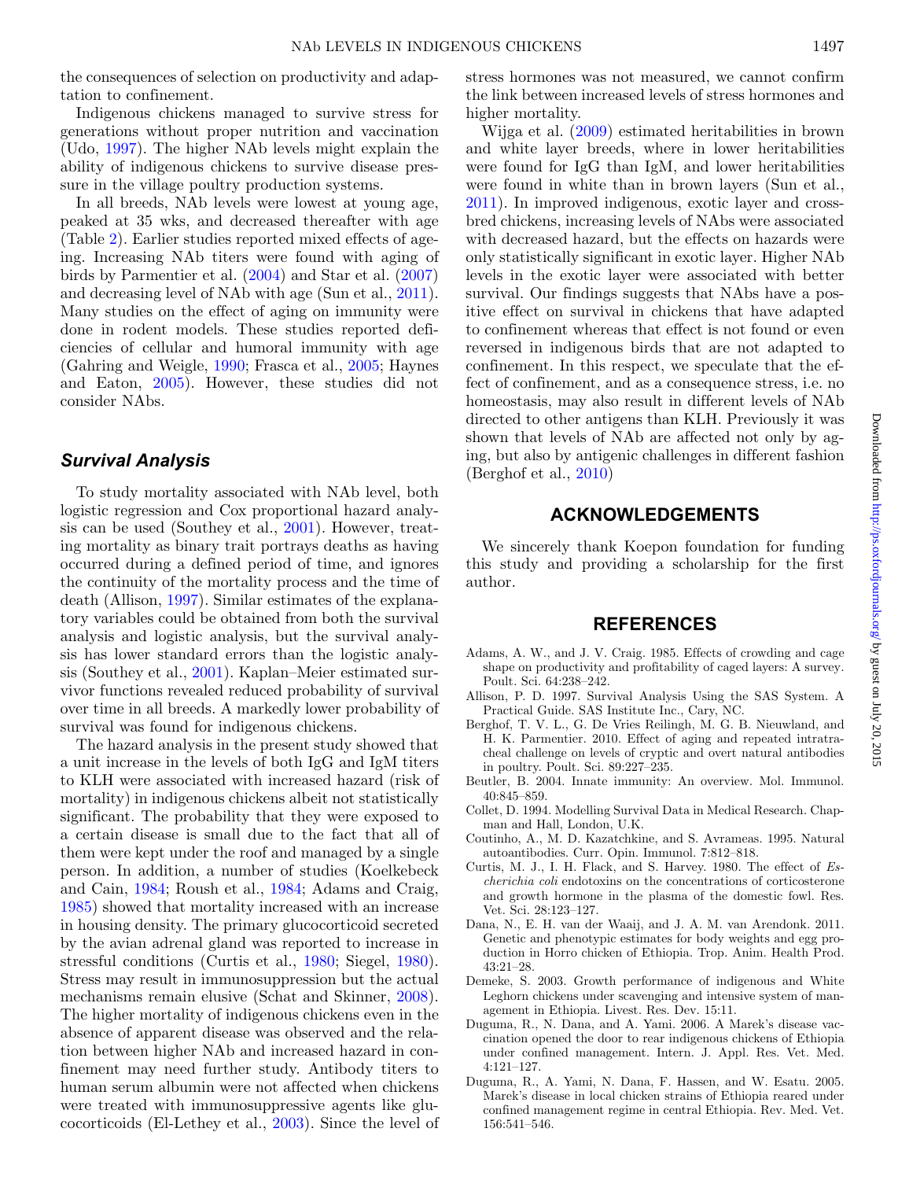the consequences of selection on productivity and adaptation to confinement.

Indigenous chickens managed to survive stress for generations without proper nutrition and vaccination (Udo, 1997). The higher NAb levels might explain the ability of indigenous chickens to survive disease pressure in the village poultry production systems.

In all breeds, NAb levels were lowest at young age, peaked at 35 wks, and decreased thereafter with age (Table 2). Earlier studies reported mixed effects of ageing. Increasing NAb titers were found with aging of birds by Parmentier et al. (2004) and Star et al. (2007) and decreasing level of NAb with age (Sun et al., 2011). Many studies on the effect of aging on immunity were done in rodent models. These studies reported deficiencies of cellular and humoral immunity with age (Gahring and Weigle, 1990; Frasca et al., 2005; Haynes and Eaton, 2005). However, these studies did not consider NAbs.

## *Survival Analysis*

To study mortality associated with NAb level, both logistic regression and Cox proportional hazard analysis can be used (Southey et al., 2001). However, treating mortality as binary trait portrays deaths as having occurred during a defined period of time, and ignores the continuity of the mortality process and the time of death (Allison, 1997). Similar estimates of the explanatory variables could be obtained from both the survival analysis and logistic analysis, but the survival analysis has lower standard errors than the logistic analysis (Southey et al., 2001). Kaplan–Meier estimated survivor functions revealed reduced probability of survival over time in all breeds. A markedly lower probability of survival was found for indigenous chickens.

The hazard analysis in the present study showed that a unit increase in the levels of both IgG and IgM titers to KLH were associated with increased hazard (risk of mortality) in indigenous chickens albeit not statistically significant. The probability that they were exposed to a certain disease is small due to the fact that all of them were kept under the roof and managed by a single person. In addition, a number of studies (Koelkebeck and Cain, 1984; Roush et al., 1984; Adams and Craig, 1985) showed that mortality increased with an increase in housing density. The primary glucocorticoid secreted by the avian adrenal gland was reported to increase in stressful conditions (Curtis et al., 1980; Siegel, 1980). Stress may result in immunosuppression but the actual mechanisms remain elusive (Schat and Skinner, 2008). The higher mortality of indigenous chickens even in the absence of apparent disease was observed and the relation between higher NAb and increased hazard in confinement may need further study. Antibody titers to human serum albumin were not affected when chickens were treated with immunosuppressive agents like glucocorticoids (El-Lethey et al., 2003). Since the level of stress hormones was not measured, we cannot confirm the link between increased levels of stress hormones and higher mortality.

Wijga et al. (2009) estimated heritabilities in brown and white layer breeds, where in lower heritabilities were found for IgG than IgM, and lower heritabilities were found in white than in brown layers (Sun et al., 2011). In improved indigenous, exotic layer and crossbred chickens, increasing levels of NAbs were associated with decreased hazard, but the effects on hazards were only statistically significant in exotic layer. Higher NAb levels in the exotic layer were associated with better survival. Our findings suggests that NAbs have a positive effect on survival in chickens that have adapted to confinement whereas that effect is not found or even reversed in indigenous birds that are not adapted to confinement. In this respect, we speculate that the effect of confinement, and as a consequence stress, i.e. no homeostasis, may also result in different levels of NAb directed to other antigens than KLH. Previously it was shown that levels of NAb are affected not only by aging, but also by antigenic challenges in different fashion (Berghof et al., 2010)

## ACKNOWLEDGEMENTS

We sincerely thank Koepon foundation for funding this study and providing a scholarship for the first author.

## REFERENCES

Adams, A. W., and J. V. Craig. 1985. Effects of crowding and cage shape on productivity and profitability of caged layers: A survey. Poult. Sci. 64:238–242.

Allison, P. D. 1997. Survival Analysis Using the SAS System. A Practical Guide. SAS Institute Inc., Cary, NC.

Berghof, T. V. L., G. De Vries Reilingh, M. G. B. Nieuwland, and H. K. Parmentier. 2010. Effect of aging and repeated intratracheal challenge on levels of cryptic and overt natural antibodies in poultry. Poult. Sci. 89:227–235.

Beutler, B. 2004. Innate immunity: An overview. Mol. Immunol. 40:845–859.

Collet, D. 1994. Modelling Survival Data in Medical Research. Chapman and Hall, London, U.K.

Coutinho, A., M. D. Kazatchkine, and S. Avrameas. 1995. Natural autoantibodies. Curr. Opin. Immunol. 7:812–818.

Curtis, M. J., I. H. Flack, and S. Harvey. 1980. The effect of *Escherichia coli* endotoxins on the concentrations of corticosterone and growth hormone in the plasma of the domestic fowl. Res. Vet. Sci. 28:123–127.

Dana, N., E. H. van der Waaij, and J. A. M. van Arendonk. 2011. Genetic and phenotypic estimates for body weights and egg production in Horro chicken of Ethiopia. Trop. Anim. Health Prod. 43:21–28.

Demeke, S. 2003. Growth performance of indigenous and White Leghorn chickens under scavenging and intensive system of management in Ethiopia. Livest. Res. Dev. 15:11.

Duguma, R., N. Dana, and A. Yami. 2006. A Marek's disease vaccination opened the door to rear indigenous chickens of Ethiopia under confined management. Intern. J. Appl. Res. Vet. Med. 4:121–127.

Duguma, R., A. Yami, N. Dana, F. Hassen, and W. Esatu. 2005. Marek's disease in local chicken strains of Ethiopia reared under confined management regime in central Ethiopia. Rev. Med. Vet. 156:541–546.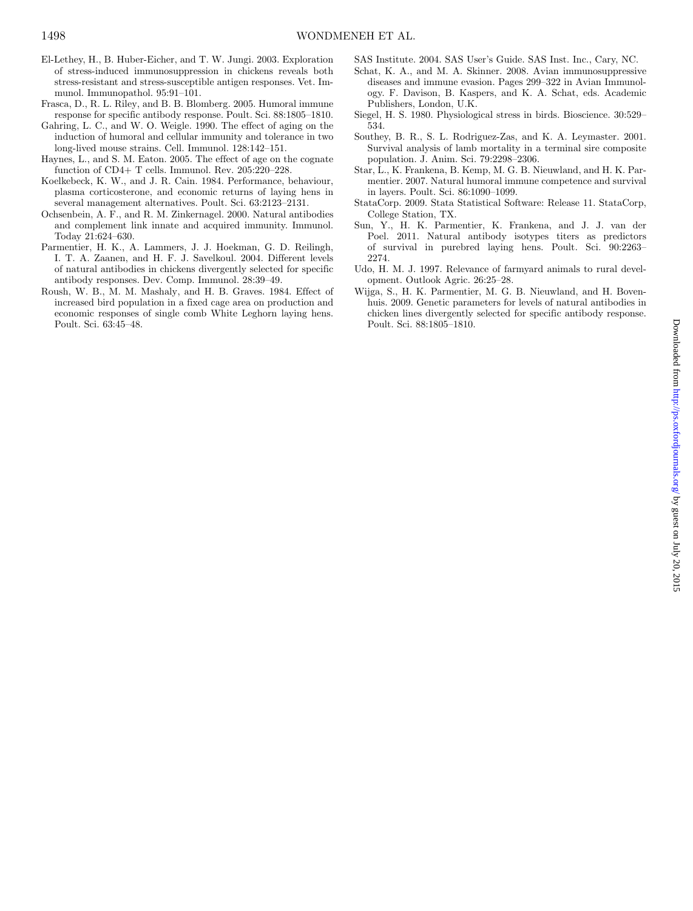El-Lethey, H., B. Huber-Eicher, and T. W. Jungi. 2003. Exploration of stress-induced immunosuppression in chickens reveals both stress-resistant and stress-susceptible antigen responses. Vet. Immunol. Immunopathol. 95:91–101.

Frasca, D., R. L. Riley, and B. B. Blomberg. 2005. Humoral immune response for specific antibody response. Poult. Sci. 88:1805–1810.

Gahring, L. C., and W. O. Weigle. 1990. The effect of aging on the induction of humoral and cellular immunity and tolerance in two long-lived mouse strains. Cell. Immunol. 128:142–151.

Haynes, L., and S. M. Eaton. 2005. The effect of age on the cognate function of CD4+ T cells. Immunol. Rev. 205:220–228.

Koelkebeck, K. W., and J. R. Cain. 1984. Performance, behaviour, plasma corticosterone, and economic returns of laying hens in several management alternatives. Poult. Sci. 63:2123–2131.

Ochsenbein, A. F., and R. M. Zinkernagel. 2000. Natural antibodies and complement link innate and acquired immunity. Immunol. Today 21:624–630.

Parmentier, H. K., A. Lammers, J. J. Hoekman, G. D. Reilingh, I. T. A. Zaanen, and H. F. J. Savelkoul. 2004. Different levels of natural antibodies in chickens divergently selected for specific antibody responses. Dev. Comp. Immunol. 28:39–49.

Roush, W. B., M. M. Mashaly, and H. B. Graves. 1984. Effect of increased bird population in a fixed cage area on production and economic responses of single comb White Leghorn laying hens. Poult. Sci. 63:45–48.

SAS Institute. 2004. SAS User's Guide. SAS Inst. Inc., Cary, NC.

Schat, K. A., and M. A. Skinner. 2008. Avian immunosuppressive diseases and immune evasion. Pages 299–322 in Avian Immunology. F. Davison, B. Kaspers, and K. A. Schat, eds. Academic Publishers, London, U.K.

Siegel, H. S. 1980. Physiological stress in birds. Bioscience. 30:529–534.

Southey, B. R., S. L. Rodriguez-Zas, and K. A. Leymaster. 2001. Survival analysis of lamb mortality in a terminal sire composite population. J. Anim. Sci. 79:2298–2306.

Star, L., K. Frankena, B. Kemp, M. G. B. Nieuwland, and H. K. Parmentier. 2007. Natural humoral immune competence and survival in layers. Poult. Sci. 86:1090–1099.

StataCorp. 2009. Stata Statistical Software: Release 11. StataCorp, College Station, TX.

Sun, Y., H. K. Parmentier, K. Frankena, and J. J. van der Poel. 2011. Natural antibody isotypes titers as predictors of survival in purebred laying hens. Poult. Sci. 90:2263–2274.

Udo, H. M. J. 1997. Relevance of farmyard animals to rural development. Outlook Agric. 26:25–28.

Wijga, S., H. K. Parmentier, M. G. B. Nieuwland, and H. Bovenhuis. 2009. Genetic parameters for levels of natural antibodies in chicken lines divergently selected for specific antibody response. Poult. Sci. 88:1805–1810.